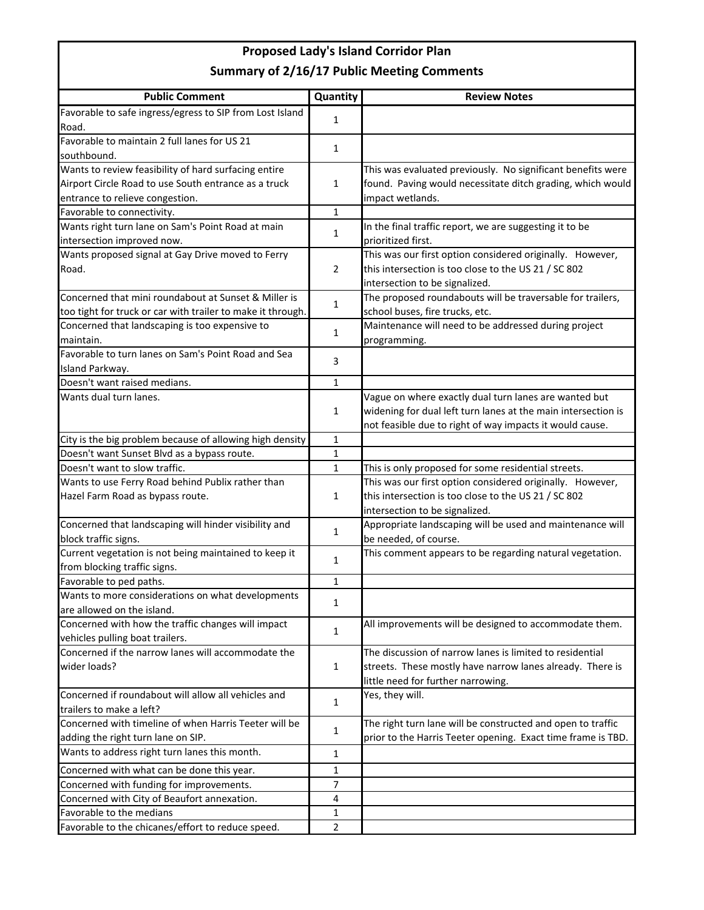# Proposed Lady's Island Corridor Plan

## Summary of 2/16/17 Public Meeting Comments

| Public Comment | Quantity | Review Notes |
|---|---|---|
| Favorable to safe ingress/egress to SIP from Lost Island Road. | 1 | |
| Favorable to maintain 2 full lanes for US 21 southbound. | 1 | |
| Wants to review feasibility of hard surfacing entire Airport Circle Road to use South entrance as a truck entrance to relieve congestion. | 1 | This was evaluated previously. No significant benefits were found. Paving would necessitate ditch grading, which would impact wetlands. |
| Favorable to connectivity. | 1 | |
| Wants right turn lane on Sam's Point Road at main intersection improved now. | 1 | In the final traffic report, we are suggesting it to be prioritized first. |
| Wants proposed signal at Gay Drive moved to Ferry Road. | 2 | This was our first option considered originally. However, this intersection is too close to the US 21 / SC 802 intersection to be signalized. |
| Concerned that mini roundabout at Sunset & Miller is too tight for truck or car with trailer to make it through. | 1 | The proposed roundabouts will be traversable for trailers, school buses, fire trucks, etc. |
| Concerned that landscaping is too expensive to maintain. | 1 | Maintenance will need to be addressed during project programming. |
| Favorable to turn lanes on Sam's Point Road and Sea Island Parkway. | 3 | |
| Doesn't want raised medians. | 1 | |
| Wants dual turn lanes. | 1 | Vague on where exactly dual turn lanes are wanted but widening for dual left turn lanes at the main intersection is not feasible due to right of way impacts it would cause. |
| City is the big problem because of allowing high density | 1 | |
| Doesn't want Sunset Blvd as a bypass route. | 1 | |
| Doesn't want to slow traffic. | 1 | This is only proposed for some residential streets. |
| Wants to use Ferry Road behind Publix rather than Hazel Farm Road as bypass route. | 1 | This was our first option considered originally. However, this intersection is too close to the US 21 / SC 802 intersection to be signalized. |
| Concerned that landscaping will hinder visibility and block traffic signs. | 1 | Appropriate landscaping will be used and maintenance will be needed, of course. |
| Current vegetation is not being maintained to keep it from blocking traffic signs. | 1 | This comment appears to be regarding natural vegetation. |
| Favorable to ped paths. | 1 | |
| Wants to more considerations on what developments are allowed on the island. | 1 | |
| Concerned with how the traffic changes will impact vehicles pulling boat trailers. | 1 | All improvements will be designed to accommodate them. |
| Concerned if the narrow lanes will accommodate the wider loads? | 1 | The discussion of narrow lanes is limited to residential streets. These mostly have narrow lanes already. There is little need for further narrowing. |
| Concerned if roundabout will allow all vehicles and trailers to make a left? | 1 | Yes, they will. |
| Concerned with timeline of when Harris Teeter will be adding the right turn lane on SIP. | 1 | The right turn lane will be constructed and open to traffic prior to the Harris Teeter opening. Exact time frame is TBD. |
| Wants to address right turn lanes this month. | 1 | |
| Concerned with what can be done this year. | 1 | |
| Concerned with funding for improvements. | 7 | |
| Concerned with City of Beaufort annexation. | 4 | |
| Favorable to the medians | 1 | |
| Favorable to the chicanes/effort to reduce speed. | 2 | |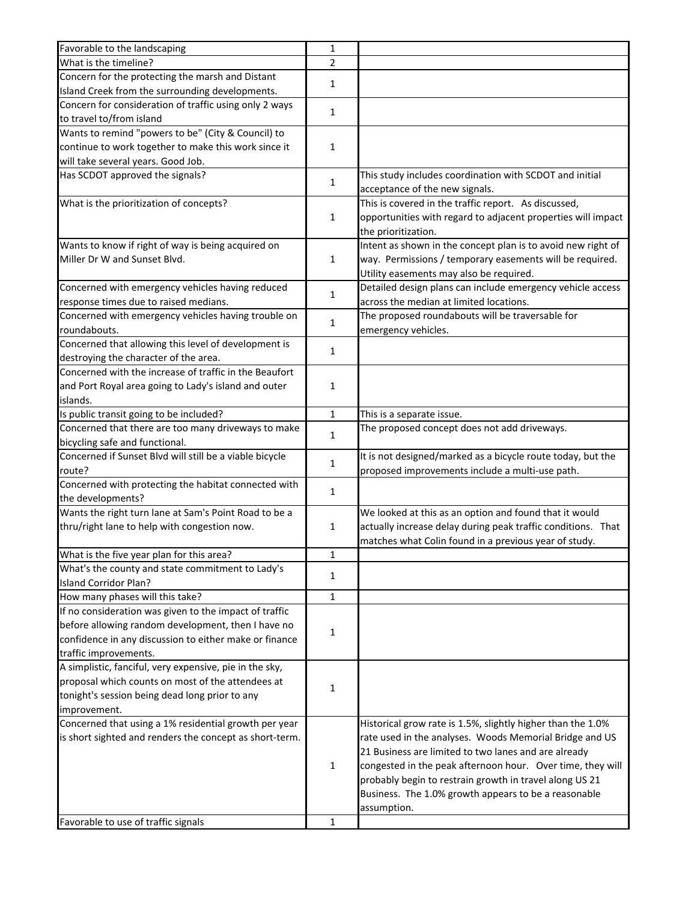| | | |
|---|---|---|
| Favorable to the landscaping | 1 | |
| What is the timeline? | 2 | |
| Concern for the protecting the marsh and Distant Island Creek from the surrounding developments. | 1 | |
| Concern for consideration of traffic using only 2 ways to travel to/from island | 1 | |
| Wants to remind "powers to be" (City & Council) to continue to work together to make this work since it will take several years. Good Job. | 1 | |
| Has SCDOT approved the signals? | 1 | This study includes coordination with SCDOT and initial acceptance of the new signals. |
| What is the prioritization of concepts? | 1 | This is covered in the traffic report. As discussed, opportunities with regard to adjacent properties will impact the prioritization. |
| Wants to know if right of way is being acquired on Miller Dr W and Sunset Blvd. | 1 | Intent as shown in the concept plan is to avoid new right of way. Permissions / temporary easements will be required. Utility easements may also be required. |
| Concerned with emergency vehicles having reduced response times due to raised medians. | 1 | Detailed design plans can include emergency vehicle access across the median at limited locations. |
| Concerned with emergency vehicles having trouble on roundabouts. | 1 | The proposed roundabouts will be traversable for emergency vehicles. |
| Concerned that allowing this level of development is destroying the character of the area. | 1 | |
| Concerned with the increase of traffic in the Beaufort and Port Royal area going to Lady's island and outer islands. | 1 | |
| Is public transit going to be included? | 1 | This is a separate issue. |
| Concerned that there are too many driveways to make bicycling safe and functional. | 1 | The proposed concept does not add driveways. |
| Concerned if Sunset Blvd will still be a viable bicycle route? | 1 | It is not designed/marked as a bicycle route today, but the proposed improvements include a multi-use path. |
| Concerned with protecting the habitat connected with the developments? | 1 | |
| Wants the right turn lane at Sam's Point Road to be a thru/right lane to help with congestion now. | 1 | We looked at this as an option and found that it would actually increase delay during peak traffic conditions. That matches what Colin found in a previous year of study. |
| What is the five year plan for this area? | 1 | |
| What's the county and state commitment to Lady's Island Corridor Plan? | 1 | |
| How many phases will this take? | 1 | |
| If no consideration was given to the impact of traffic before allowing random development, then I have no confidence in any discussion to either make or finance traffic improvements. | 1 | |
| A simplistic, fanciful, very expensive, pie in the sky, proposal which counts on most of the attendees at tonight's session being dead long prior to any improvement. | 1 | |
| Concerned that using a 1% residential growth per year is short sighted and renders the concept as short-term. | 1 | Historical grow rate is 1.5%, slightly higher than the 1.0% rate used in the analyses. Woods Memorial Bridge and US 21 Business are limited to two lanes and are already congested in the peak afternoon hour. Over time, they will probably begin to restrain growth in travel along US 21 Business. The 1.0% growth appears to be a reasonable assumption. |
| Favorable to use of traffic signals | 1 | |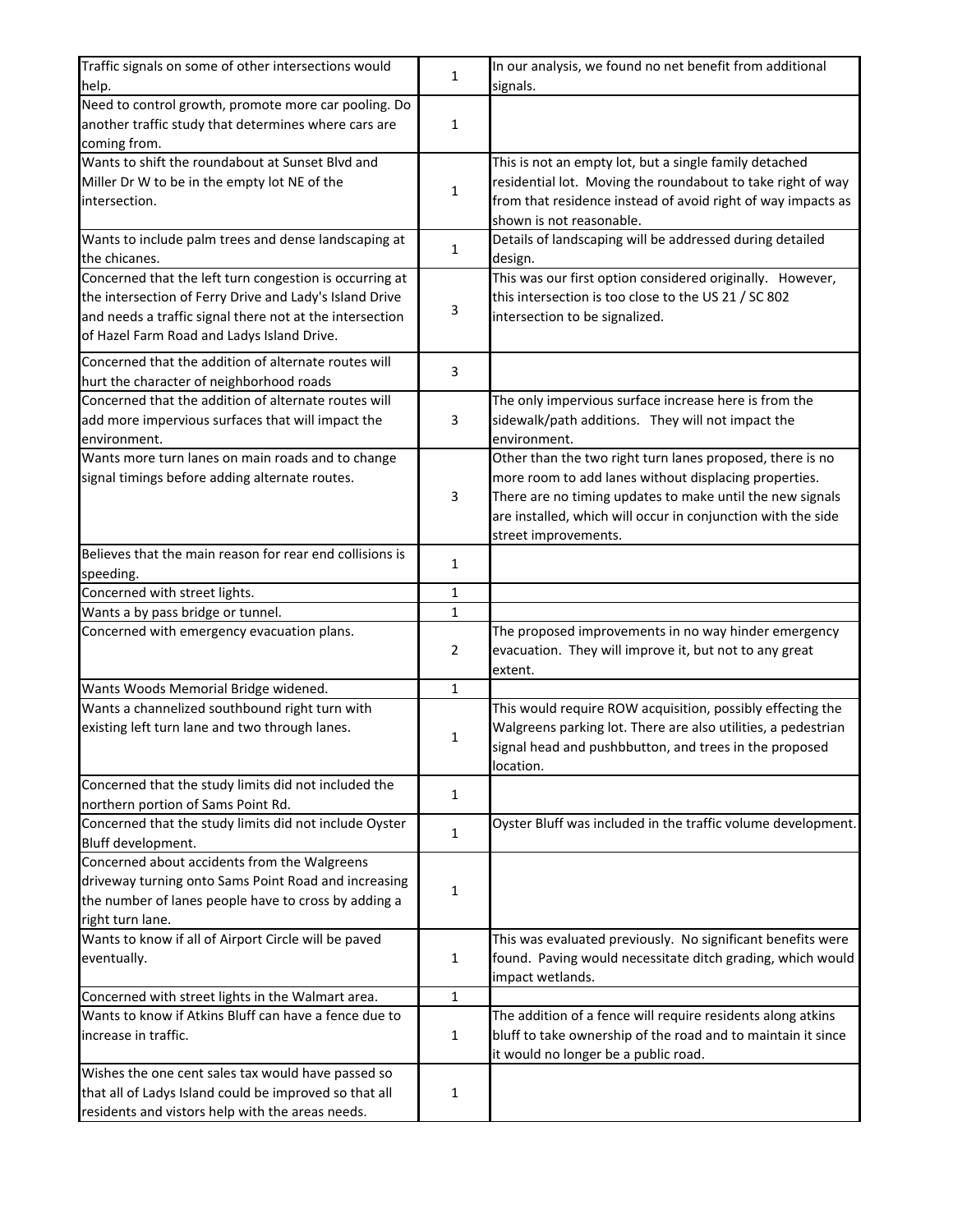| | | |
|---|---|---|
| Traffic signals on some of other intersections would help. | 1 | In our analysis, we found no net benefit from additional signals. |
| Need to control growth, promote more car pooling. Do another traffic study that determines where cars are coming from. | 1 | |
| Wants to shift the roundabout at Sunset Blvd and Miller Dr W to be in the empty lot NE of the intersection. | 1 | This is not an empty lot, but a single family detached residential lot. Moving the roundabout to take right of way from that residence instead of avoid right of way impacts as shown is not reasonable. |
| Wants to include palm trees and dense landscaping at the chicanes. | 1 | Details of landscaping will be addressed during detailed design. |
| Concerned that the left turn congestion is occurring at the intersection of Ferry Drive and Lady's Island Drive and needs a traffic signal there not at the intersection of Hazel Farm Road and Ladys Island Drive. | 3 | This was our first option considered originally. However, this intersection is too close to the US 21 / SC 802 intersection to be signalized. |
| Concerned that the addition of alternate routes will hurt the character of neighborhood roads | 3 | |
| Concerned that the addition of alternate routes will add more impervious surfaces that will impact the environment. | 3 | The only impervious surface increase here is from the sidewalk/path additions. They will not impact the environment. |
| Wants more turn lanes on main roads and to change signal timings before adding alternate routes. | 3 | Other than the two right turn lanes proposed, there is no more room to add lanes without displacing properties. There are no timing updates to make until the new signals are installed, which will occur in conjunction with the side street improvements. |
| Believes that the main reason for rear end collisions is speeding. | 1 | |
| Concerned with street lights. | 1 | |
| Wants a by pass bridge or tunnel. | 1 | |
| Concerned with emergency evacuation plans. | 2 | The proposed improvements in no way hinder emergency evacuation. They will improve it, but not to any great extent. |
| Wants Woods Memorial Bridge widened. | 1 | |
| Wants a channelized southbound right turn with existing left turn lane and two through lanes. | 1 | This would require ROW acquisition, possibly effecting the Walgreens parking lot. There are also utilities, a pedestrian signal head and pushbbutton, and trees in the proposed location. |
| Concerned that the study limits did not included the northern portion of Sams Point Rd. | 1 | |
| Concerned that the study limits did not include Oyster Bluff development. | 1 | Oyster Bluff was included in the traffic volume development. |
| Concerned about accidents from the Walgreens driveway turning onto Sams Point Road and increasing the number of lanes people have to cross by adding a right turn lane. | 1 | |
| Wants to know if all of Airport Circle will be paved eventually. | 1 | This was evaluated previously. No significant benefits were found. Paving would necessitate ditch grading, which would impact wetlands. |
| Concerned with street lights in the Walmart area. | 1 | |
| Wants to know if Atkins Bluff can have a fence due to increase in traffic. | 1 | The addition of a fence will require residents along atkins bluff to take ownership of the road and to maintain it since it would no longer be a public road. |
| Wishes the one cent sales tax would have passed so that all of Ladys Island could be improved so that all residents and vistors help with the areas needs. | 1 | |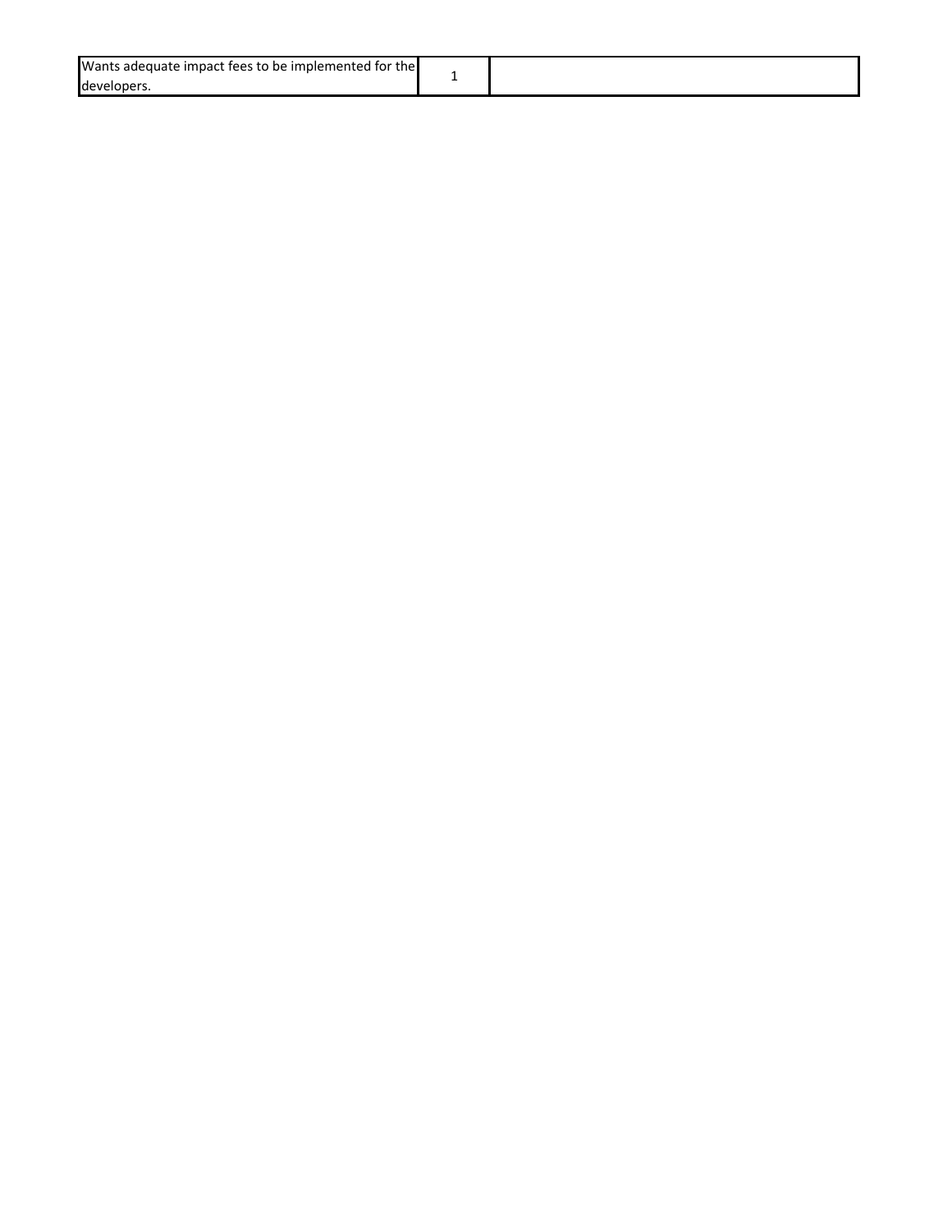| | | |
|---|---|---|
| Wants adequate impact fees to be implemented for the developers. | 1 | |